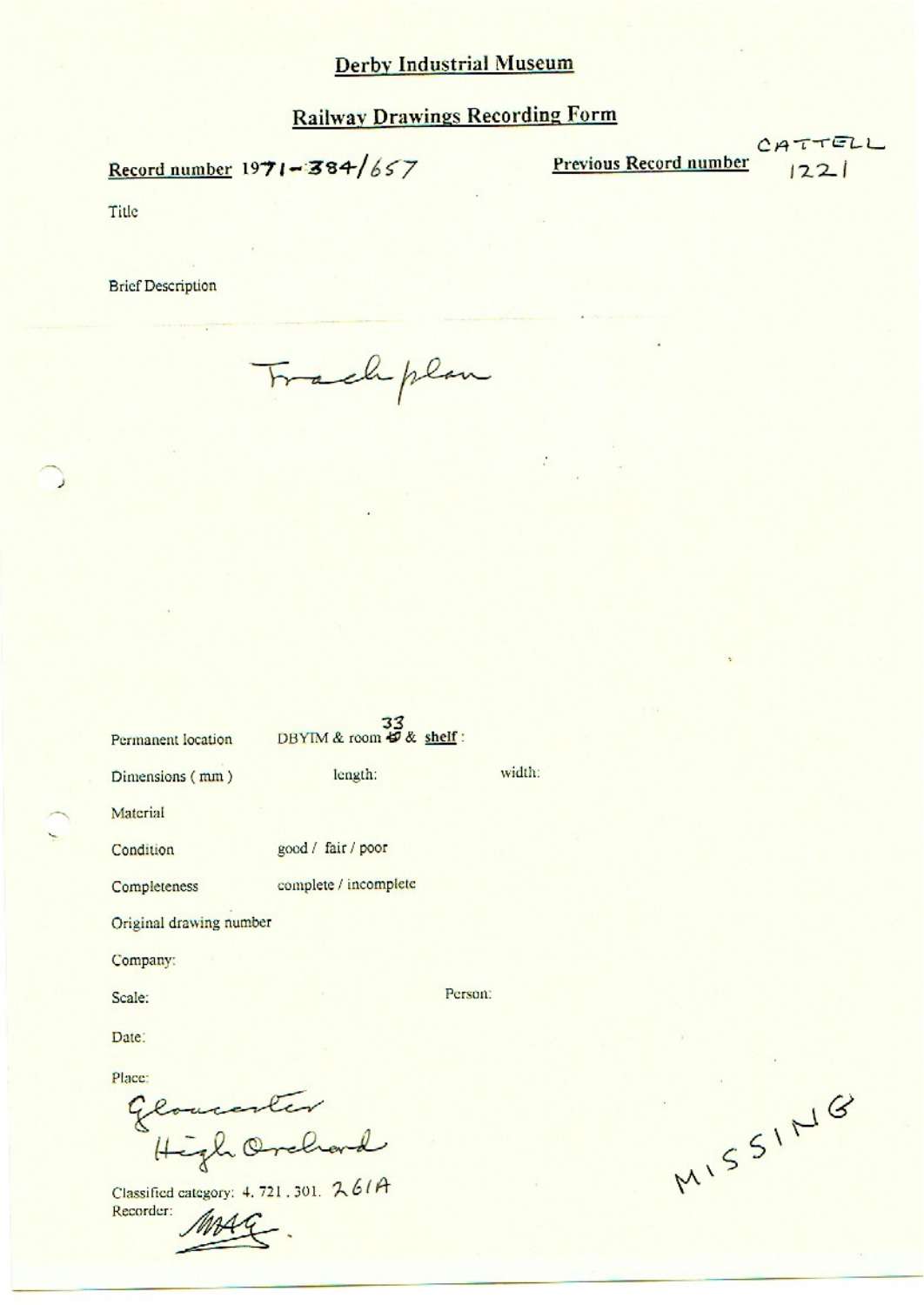# Derby Industrial Museum

## Railway Drawings Recording Form

**Record number** 1971-384/657

**Previous Record number** CATTELL 1221

Title

Brief Description

Track plan

Permanent location DBYIM & room 33 & **shelf** :

Dimensions ( mm ) length: width:

Material

Condition good / fair / poor

Completeness complete / incomplete

Original drawing number

Company:

Scale: Person:

Date:

Place:

Gloucester
High Orchard

Classified category: 4. 721 . 301. 261A

Recorder:

MAG.

MISSING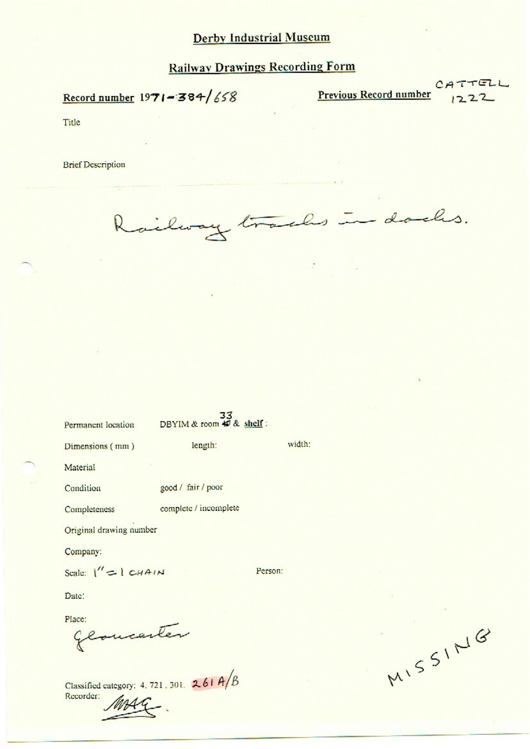# Derby Industrial Museum

## Railway Drawings Recording Form

**Record number** 1971-384/658

**Previous Record number** CATTELL 1222

Title

Brief Description

Railway tracks in docks.

Permanent location DBYIM & room 33 & **shelf**:

Dimensions (mm) length: width:

Material

Condition good / fair / poor

Completeness complete / incomplete

Original drawing number

Company:

Scale: 1" = 1 CHAIN

Person:

Date:

Place:

Gloucester

Classified category: 4. 721. 301. 261 A/B

Recorder: MAG

MISSING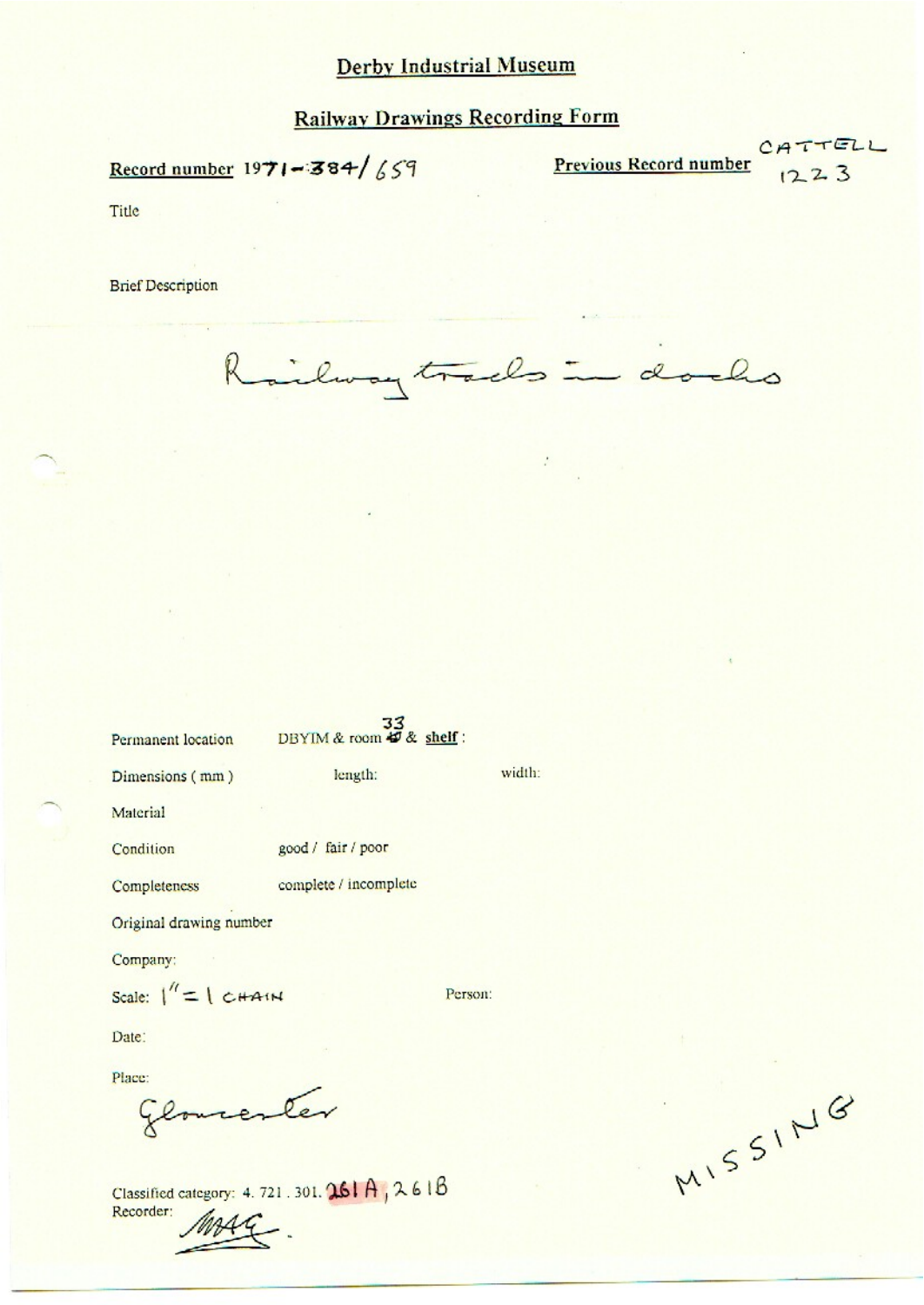# Derby Industrial Museum

## Railway Drawings Recording Form

**Record number** 1971-384/659

**Previous Record number** CATTELL 1223

Title

Brief Description

Railway tracks in docks

Permanent location DBYIM & room 33 & **shelf** :

Dimensions (mm) length: width:

Material

Condition good / fair / poor

Completeness complete / incomplete

Original drawing number

Company:

Scale: 1" = 1 CHAIN

Person:

Date:

Place:

Gloucester

MISSING

Classified category: 4. 721 . 301. 261 A, 261B

Recorder: MAG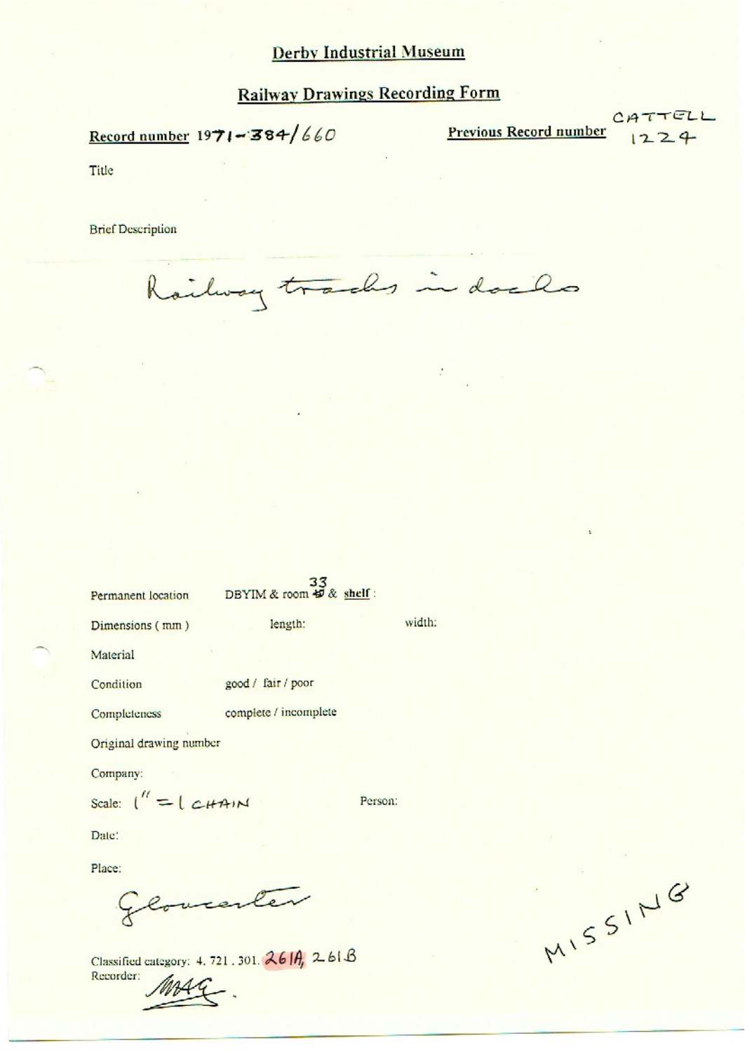# Derby Industrial Museum

## Railway Drawings Recording Form

**Record number** 1971-384/660

**Previous Record number** CATTELL 1224

Title

Brief Description

Railway tracks in docks

Permanent location DBYIM & room 33 & **shelf** :

Dimensions ( mm ) length: width:

Material

Condition good / fair / poor

Completeness complete / incomplete

Original drawing number

Company:

Scale: 1" = 1 CHAIN Person:

Date:

Place:

Gloucester

MISSING

Classified category: 4. 721 . 301. 261A, 261B

Recorder: MAG.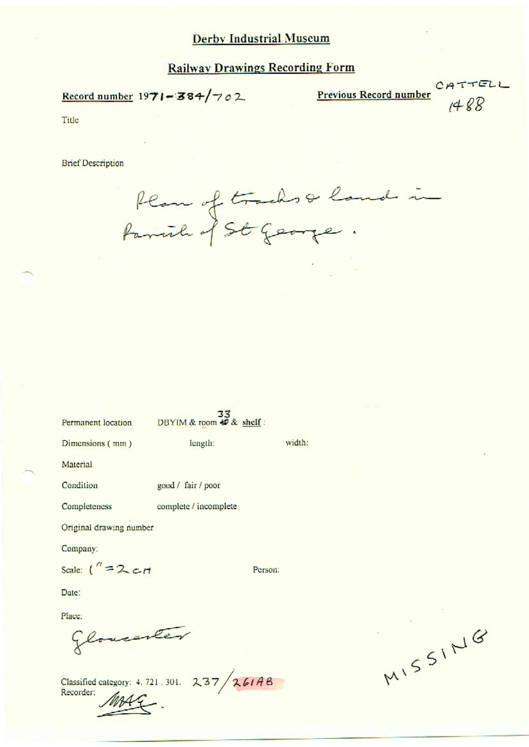Derby Industrial Museum

Railway Drawings Recording Form

Record number 1971-384/702

Previous Record number CATTELL 1488

Title

Brief Description

Plan of tracks & land in Parish of St George.

Permanent location DBYIM & room 33 & shelf :

Dimensions (mm) length: width:

Material

Condition good / fair / poor

Completeness complete / incomplete

Original drawing number

Company:

Scale: 1" = 2 CH

Person:

Date:

Place:

Gloucester

Classified category: 4. 721. 301. 237/261AB

Recorder: MAG.

MISSING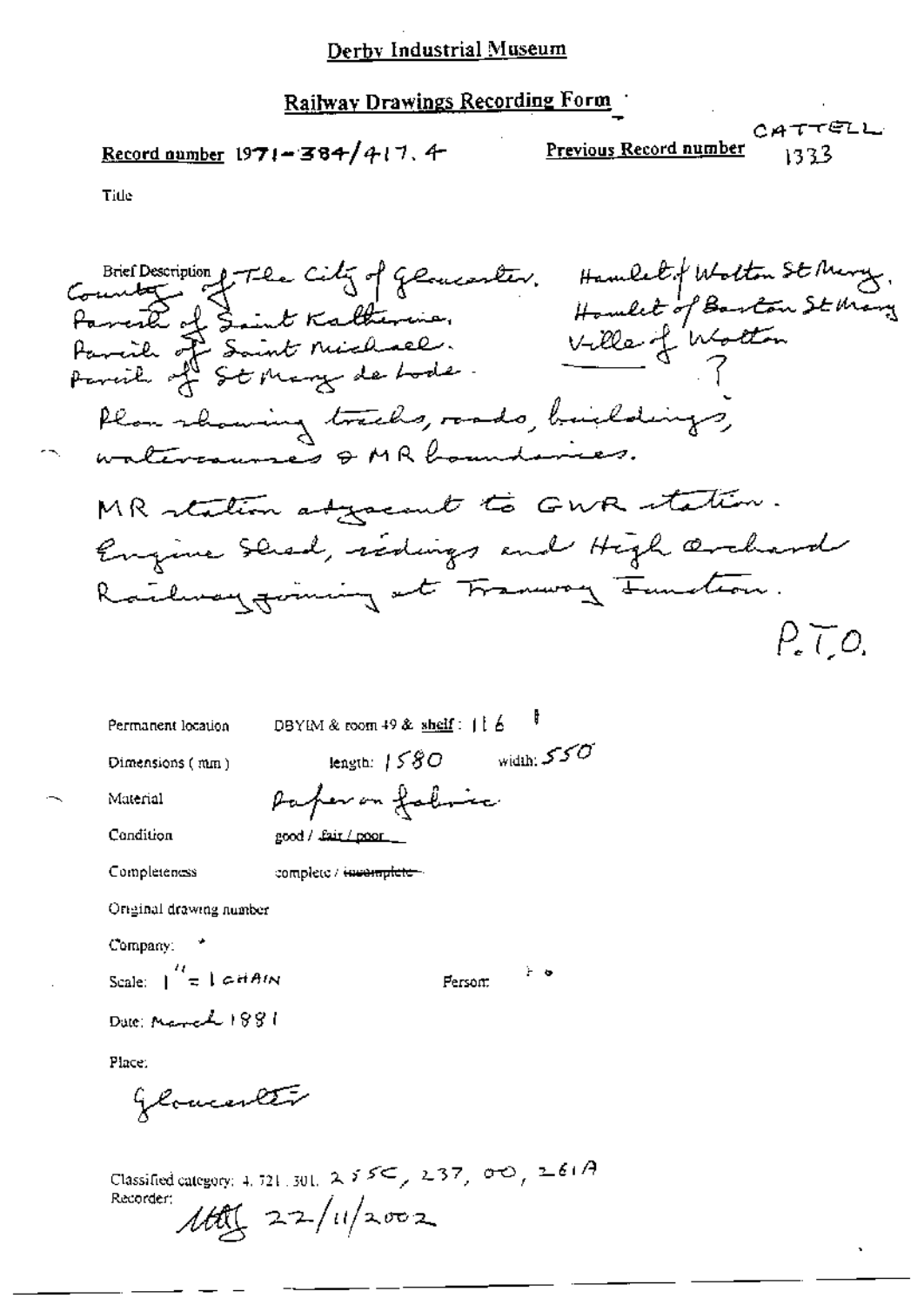# Derby Industrial Museum

## Railway Drawings Recording Form

**Record number** 1971-384/417.4

**Previous Record number** CATTELL 1333

Title

Brief Description County of The City of Gloucester. Parish of Saint Katherine. Parish of Saint Michael. Parish of St Mary de Lode. Hamlet of Wotton St Mary. Hamlet of Barton St Mary. Ville of Wotton ?

Plan showing tracks, roads, buildings, watercourses & MR boundaries.

MR station adjacent to GWR station. Engine Shed, sidings and High Orchard Railway joining at Tramway Junction.

P.T.O.

Permanent location: DBYIM & room 49 & shelf: 116

Dimensions (mm): length: 1580 width: 550

Material: Paper on fabric

Condition: good / ~~fair~~ / ~~poor~~

Completeness: complete / ~~incomplete~~

Original drawing number

Company:

Scale: 1" = 1 CHAIN

Person:

Date: March 1881

Place:

Gloucester

Classified category: 4. 721. 301. 255C, 237, 00, 261A

Recorder: MG 22/11/2002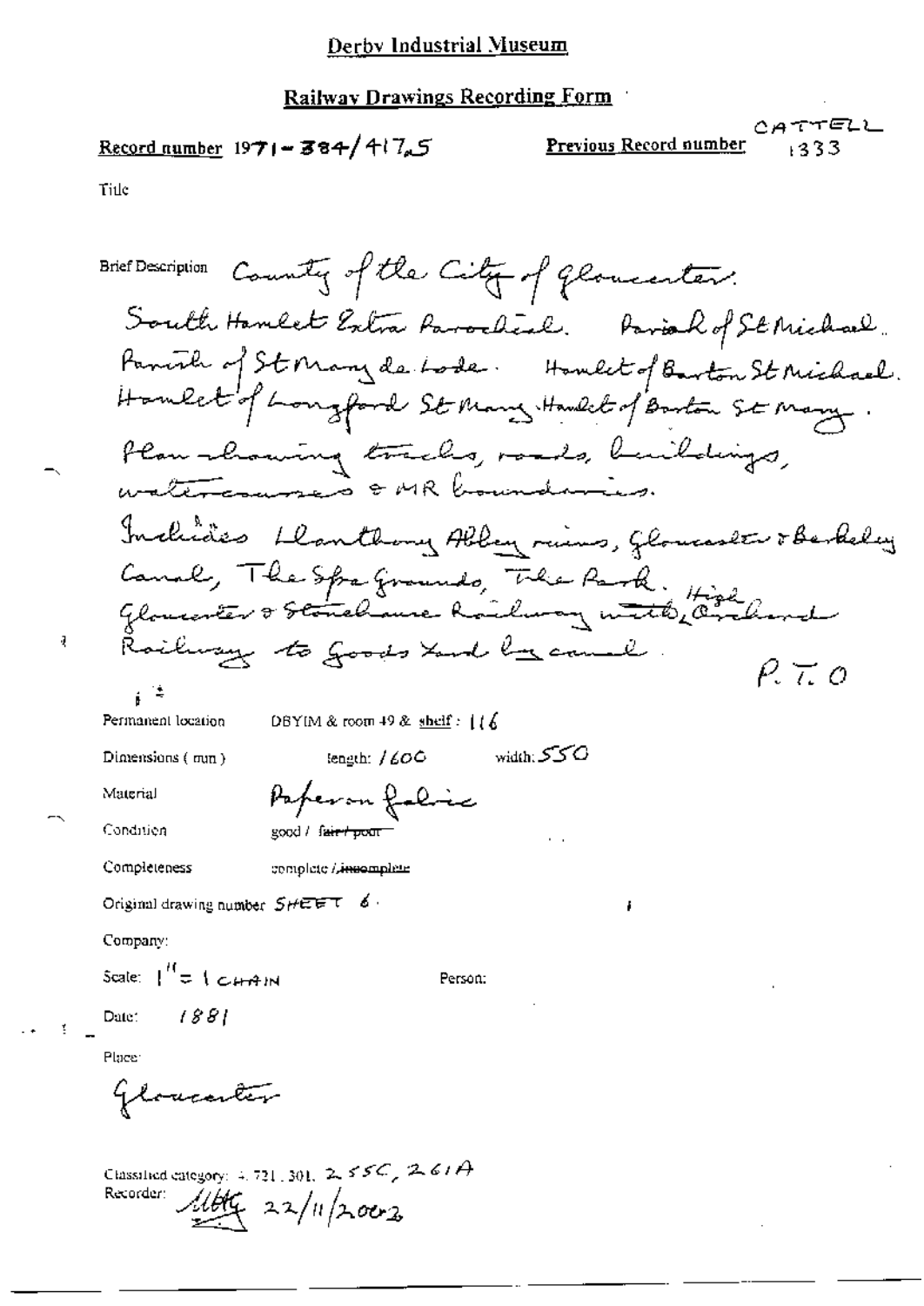# Derby Industrial Museum

## Railway Drawings Recording Form

**Record number** 1971-384/417.5 **Previous Record number** CATTELL 1333

Title

Brief Description County of the City of Gloucester.
South Hamlet Extra Parochial. Parish of St Michael.
Parish of St Mary de Lode. Hamlet of Barton St Michael.
Hamlet of Longford St Mary. Hamlet of Barton St Mary.
Plan showing tracks, roads, buildings,
watercourses & MR boundaries.
Includes Llanthony Abbey ruins, Gloucester & Berkeley
Canal, The Spa Grounds, The Park. Gloucester & Stonehouse Railway with High Orchard
Railway to Goods Yard by canal.
P.T.O

Permanent location DBYIM & room 49 & shelf: 116

Dimensions (mm) length: 1600 width: 550

Material Paper on fabric

Condition good / ~~fair / poor~~

Completeness complete / ~~incomplete~~

Original drawing number SHEET 6.

Company:

Scale: 1" = 1 CHAIN

Person:

Date: 1881

Place:
Gloucester

Classified category: 4.721.301, 2.55C, 2.61A
Recorder: [signature] 22/11/2002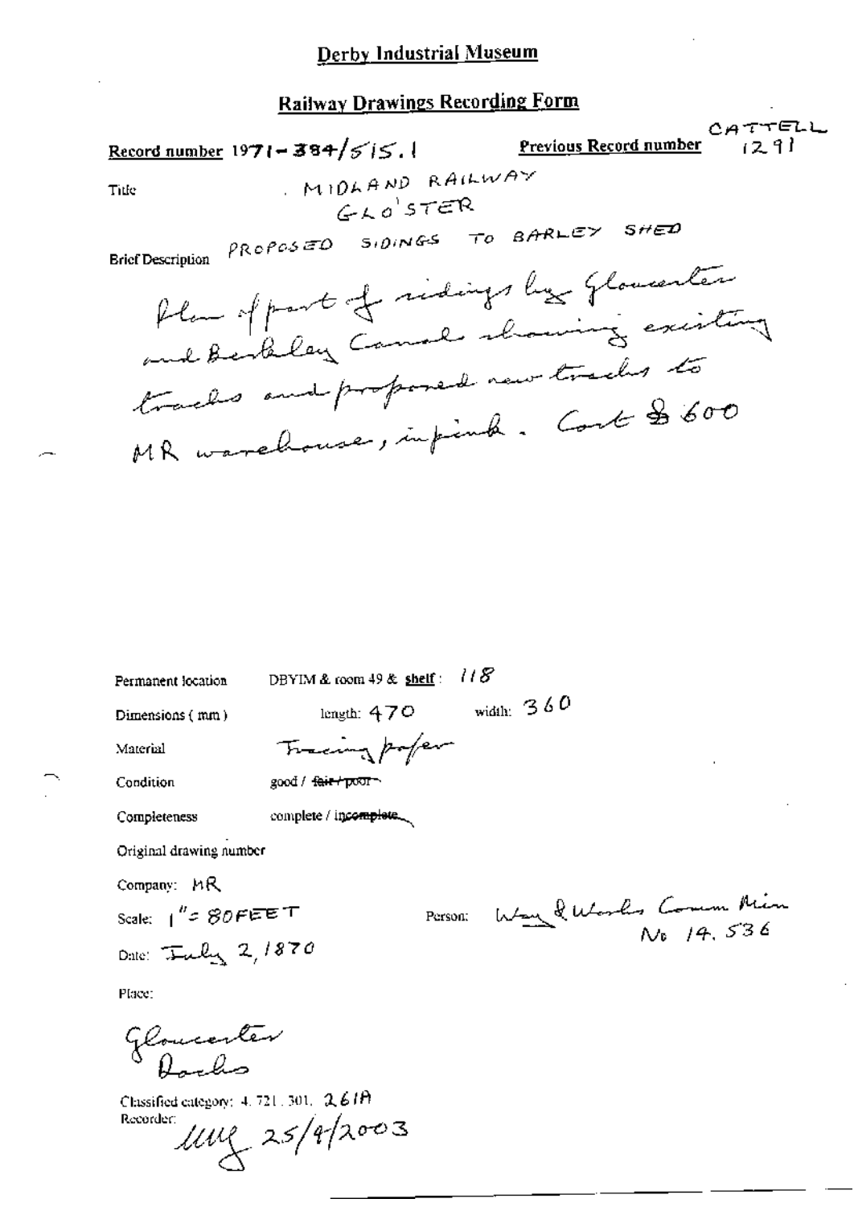# Derby Industrial Museum

## Railway Drawings Recording Form

**Record number** 1971-384/515.1

**Previous Record number** CATTELL 1291

Title: MIDLAND RAILWAY GLO'STER

Brief Description: PROPOSED SIDINGS TO BARLEY SHED

Plan of part of sidings by Gloucester and Berkeley Canal showing existing tracks and proposed new tracks to MR warehouse, in pink. Cost £600

Permanent location: DBYIM & room 49 & shelf: 118

Dimensions (mm): length: 470 width: 360

Material: Tracing paper

Condition: good / ~~fair / poor~~

Completeness: complete / ~~incomplete~~

Original drawing number

Company: MR

Scale: 1" = 80FEET

Person: Way & Works Comm Min No 14,536

Date: July 2, 1870

Place:

Gloucester Docks

Classified category: 4. 721. 301. 261A

Recorder: MMG 25/4/2003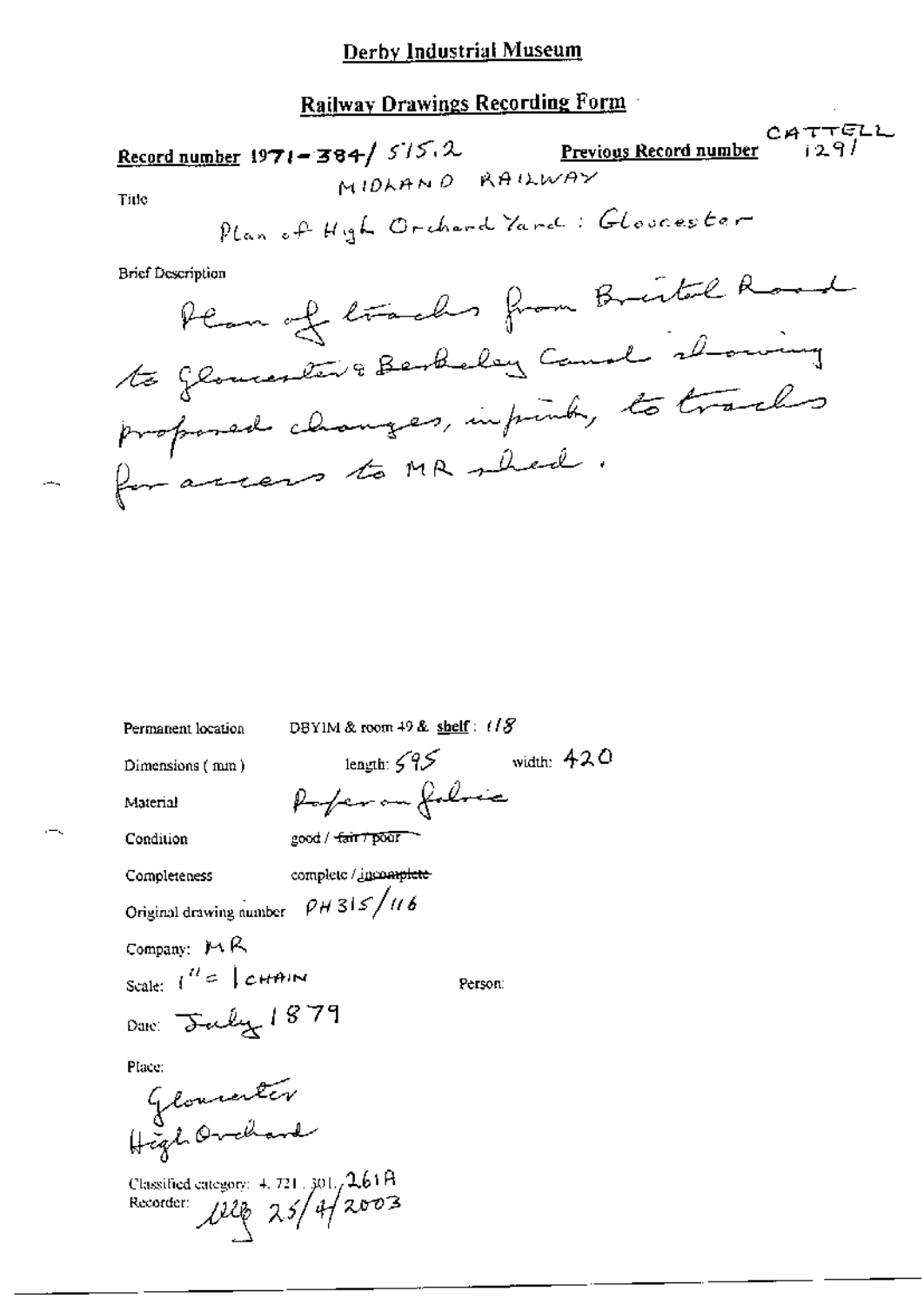# Derby Industrial Museum

## Railway Drawings Recording Form

**Record number** 1971-384/ 515.2 **Previous Record number** CATTELL 1291

MIDLAND RAILWAY

Title

Plan of High Orchard Yard : Gloucester

Brief Description

Plan of tracks from Bristol Road to Gloucester & Berkeley Canal showing proposed changes, in pink, to tracks for access to MR shed.

Permanent location DBYIM & room 49 & shelf : 118

Dimensions (mm) length: 595 width: 420

Material Paper on fabric

Condition good / ~~fair / poor~~

Completeness complete / ~~incomplete~~

Original drawing number PH 315/116

Company: MR

Scale: 1" = 1 CHAIN

Person:

Date: July 1879

Place:

Gloucester
High Orchard

Classified category: 4. 721. 301. 261A

Recorder: [initials] 25/4/2003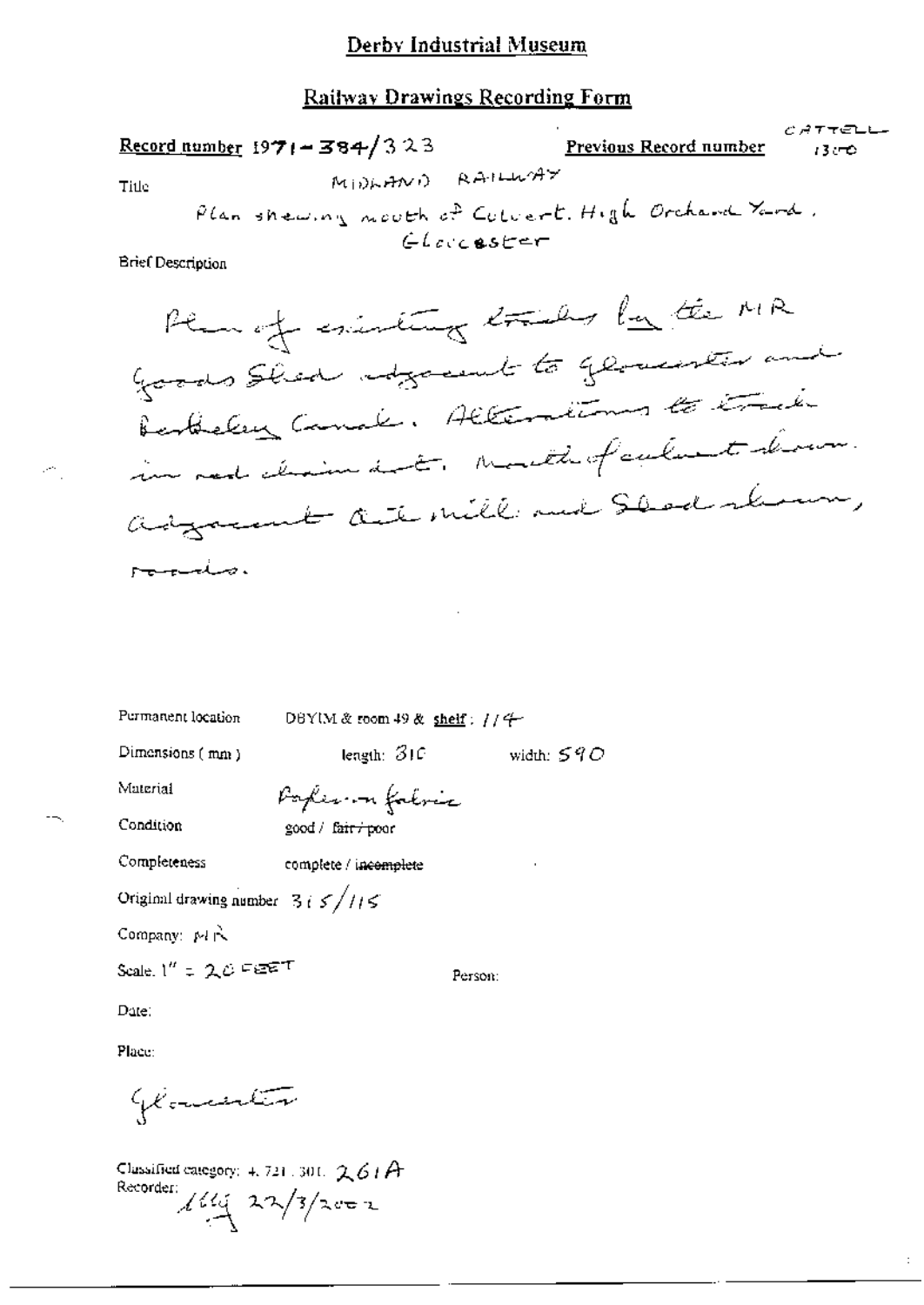# Derby Industrial Museum

## Railway Drawings Recording Form

**Record number** 1971-384/323 **Previous Record number** CATTELL 1300

Title MIDLAND RAILWAY

Plan shewing mouth of Culvert. High Orchard Yard, Gloucester

Brief Description

Plan of existing tracks by the MR Goods Shed adjacent to Gloucester and Berkeley Canal. Alterations to track in red chain dot. Mouth of culvert shown. Adjacent Oil Mill and Shed shown, roads.

Permanent location DBYIM & room 49 & **shelf**: 114

Dimensions (mm) length: 310 width: 590

Material Paper on fabric

Condition good / ~~fair / poor~~

Completeness complete / ~~incomplete~~

Original drawing number 315/115

Company: MR

Scale. 1" = 20 FEET

Person:

Date:

Place:

Gloucester

Classified category: 4.721.301. 261A

Recorder: [initials] 22/3/2002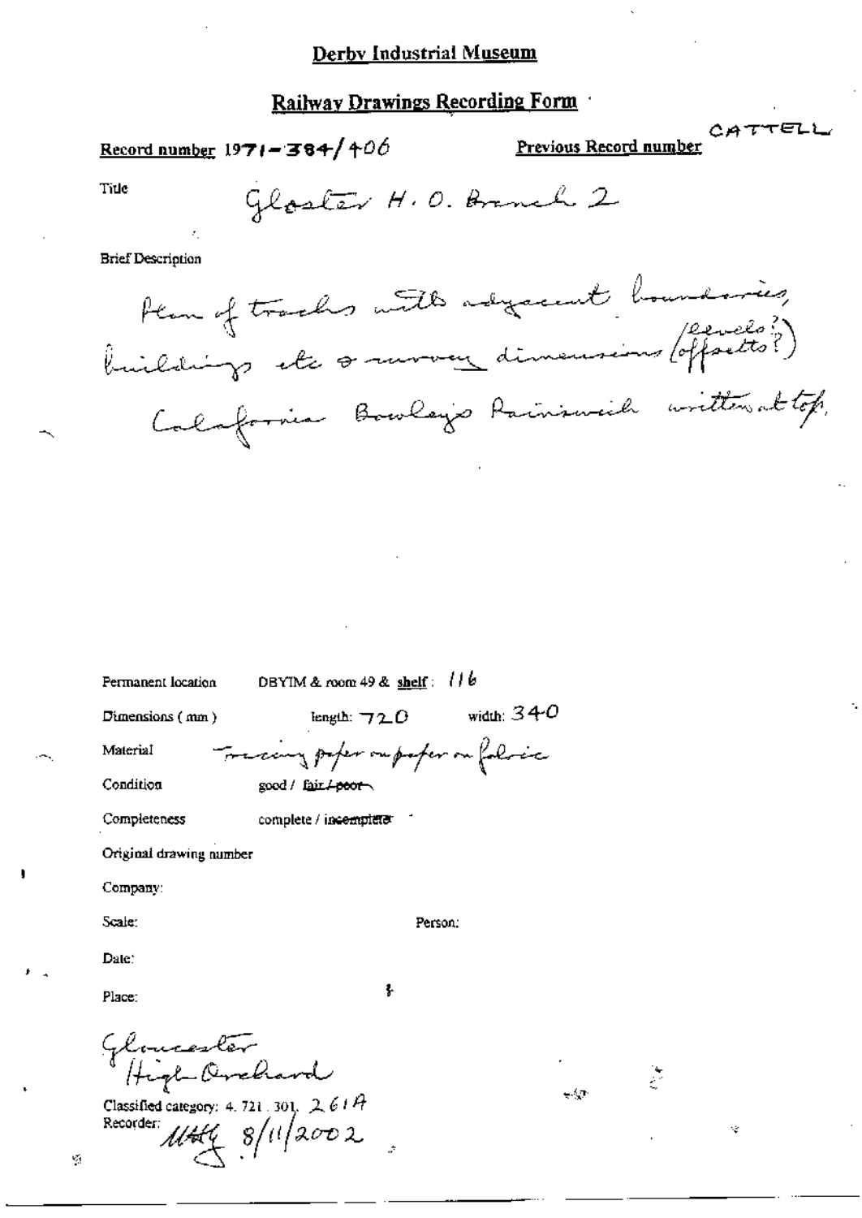# Derby Industrial Museum

## Railway Drawings Recording Form

Record number 1971-384/406

Previous Record number CATTELL

Title

Gloster H.O. Branch 2

Brief Description

Plan of tracks with adjacent boundaries, buildings etc & survey dimensions (levels?) (offsets?) Calafornia Bowleys Rainswich written at top.

Permanent location DBYIM & room 49 & shelf: 116

Dimensions (mm) length: 720 width: 340

Material Tracing paper on paper on fabric

Condition good / fair / ~~poor~~

Completeness complete / ~~incomplete~~

Original drawing number

Company:

Scale:

Person:

Date:

Place:

Gloucester High Orchard

Classified category: 4.721.301. 261A

Recorder: MHG 8/11/2002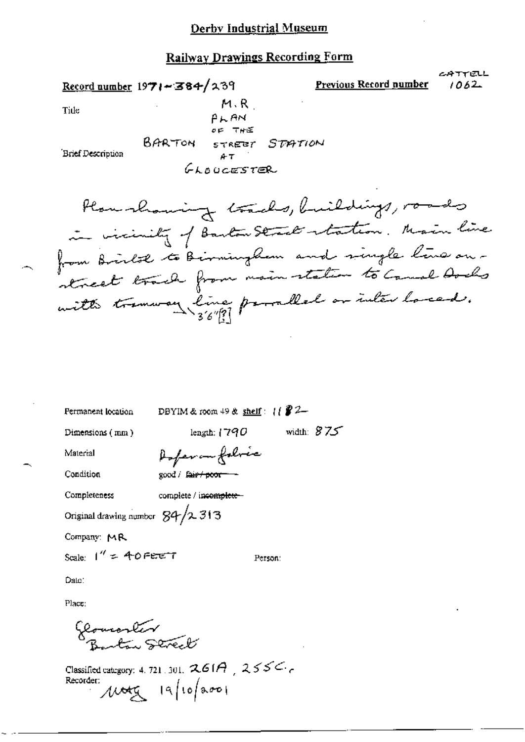# Derby Industrial Museum

## Railway Drawings Recording Form

**Record number** 1971-384/239

**Previous Record number** CATTELL 1062

Title

M.R.
PLAN
OF THE
BARTON STREET STATION
AT
GLOUCESTER

Brief Description

Plan showing tracks, buildings, roads in vicinity of Barton Street station. Main line from Bristol to Birmingham and single line on-street track from main station to Canal Docks with tramway line 3'6"[?] parallel or inter laced.

Permanent location DBYIM & room 49 & **shelf**: 1182

Dimensions (mm) length: 1790 width: 875

Material Paper on fabric

Condition good / ~~fair / poor~~

Completeness complete / ~~incomplete~~

Original drawing number 84/2313

Company: MR

Scale: 1" = 40 FEET

Person:

Date:

Place:

Gloucester
Barton Street

Classified category: 4. 721. 301. 261A, 255C.

Recorder: MOTG 19/10/2001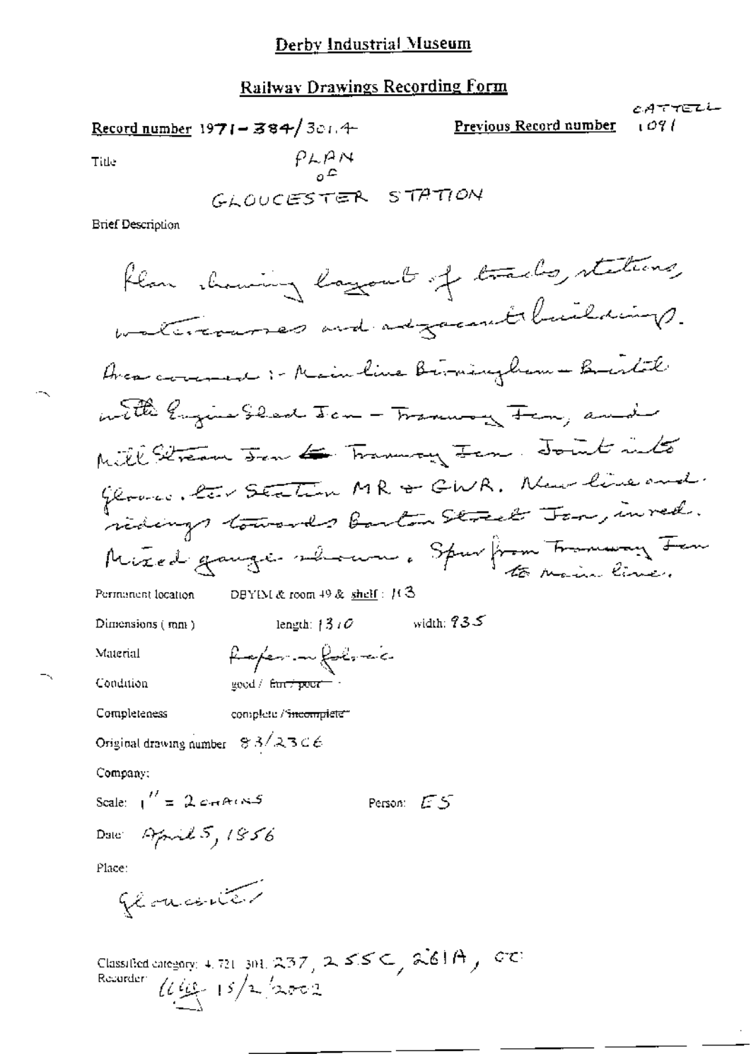# Derby Industrial Museum

## Railway Drawings Recording Form

Record number 1971-384/301.4

Previous Record number CATTELL 1091

Title PLAN of GLOUCESTER STATION

Brief Description

Plan showing layout of tracks, stations, watercourses and adjacent buildings. Area covered :- Main line Birmingham - Bristol with Engine Shed Jcn - Tramway Jcn, and Mill Stream Jcn to Tramway Jcn. Joint interchange Gloucester Station MR & GWR. New line and sidings towards Barton Street Jcn, in red. Mixed gauge shown. Spur from Tramway Jcn to main line.

Permanent location DBYIM & room 49 & shelf : H3

Dimensions (mm) length: 1310 width: 935

Material Paper on fabric

Condition good / ~~fair / poor~~

Completeness complete / ~~incomplete~~

Original drawing number 83/23C6

Company:

Scale: 1" = 2 CHAINS

Person: ES

Date: April 5, 1856

Place: Gloucester

Classified category: 4.721.301. 237, 255C, 261A, CC

Recorder: [initials] 15/2/2002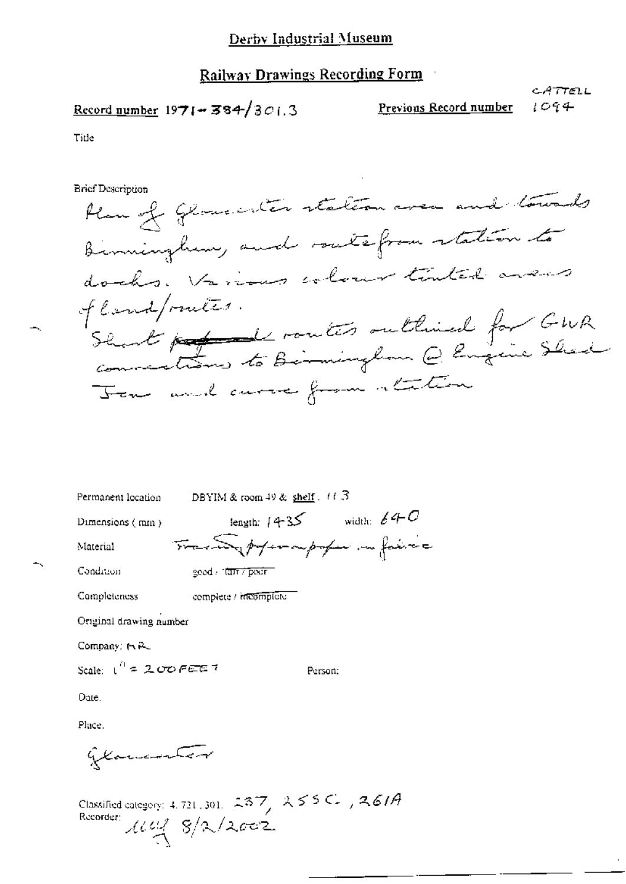Derby Industrial Museum

## Railway Drawings Recording Form

CATTELL

Record number 1971-384/301.3

Previous Record number 1094

Title

Brief Description

Plan of Gloucester station area and towards Birmingham, and route from station to docks. Various colour tinted areas of land/routes.
Short ~~proposed~~ routes outlined for GWR connections to Birmingham @ Engine Shed Jcn and curve from station

Permanent location DBYIM & room 49 & shelf. 113

Dimensions (mm) length: 1435 width: 640

Material Tracing paper/paper on fabric

Condition good / ~~fair / poor~~

Completeness complete / ~~incomplete~~

Original drawing number

Company: MR

Scale: 1" = 200 FEET

Person:

Date.

Place.

Gloucester

Classified category: 4. 721. 301. 237, 255C, 261A

Recorder: [initials] 8/2/2002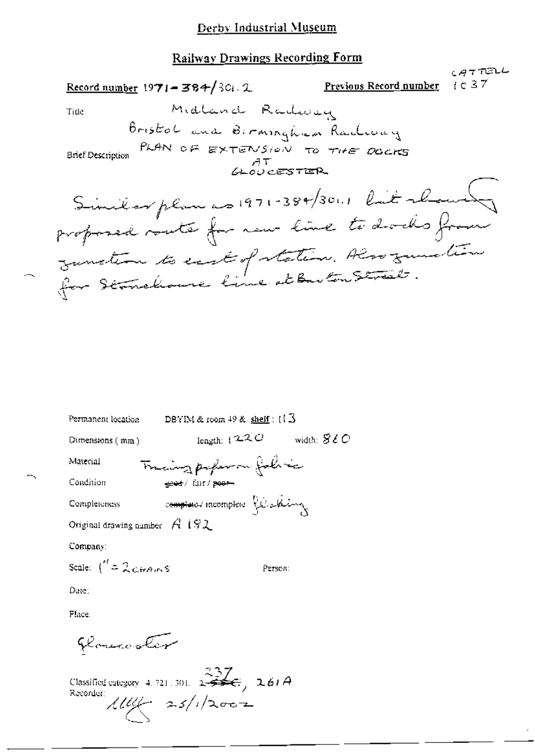# Derby Industrial Museum

## Railway Drawings Recording Form

Record number 1971-384/301.2

Previous Record number CATTELL 1C37

Title Midland Railway

Bristol and Birmingham Railway

Brief Description PLAN OF EXTENSION TO THE DOCKS AT GLOUCESTER

Similar plan as 1971-384/301.1 but showing proposed route for new line to docks from junction to east of station. Also junction for Stonehouse line at Barton Street.

Permanent location DBYIM & room 49 & shelf: 113

Dimensions (mm) length: 1220 width: 860

Material Tracing paper on fabric

Condition ~~good~~ / fair / ~~poor~~

Completeness ~~complete~~ / incomplete flaking

Original drawing number A 192

Company:

Scale: 1" = 2 CHAINS

Person:

Date:

Place:

Gloucester

Classified category 4.721.301. ~~2~~ 237, 261A

Recorder: 25/1/2002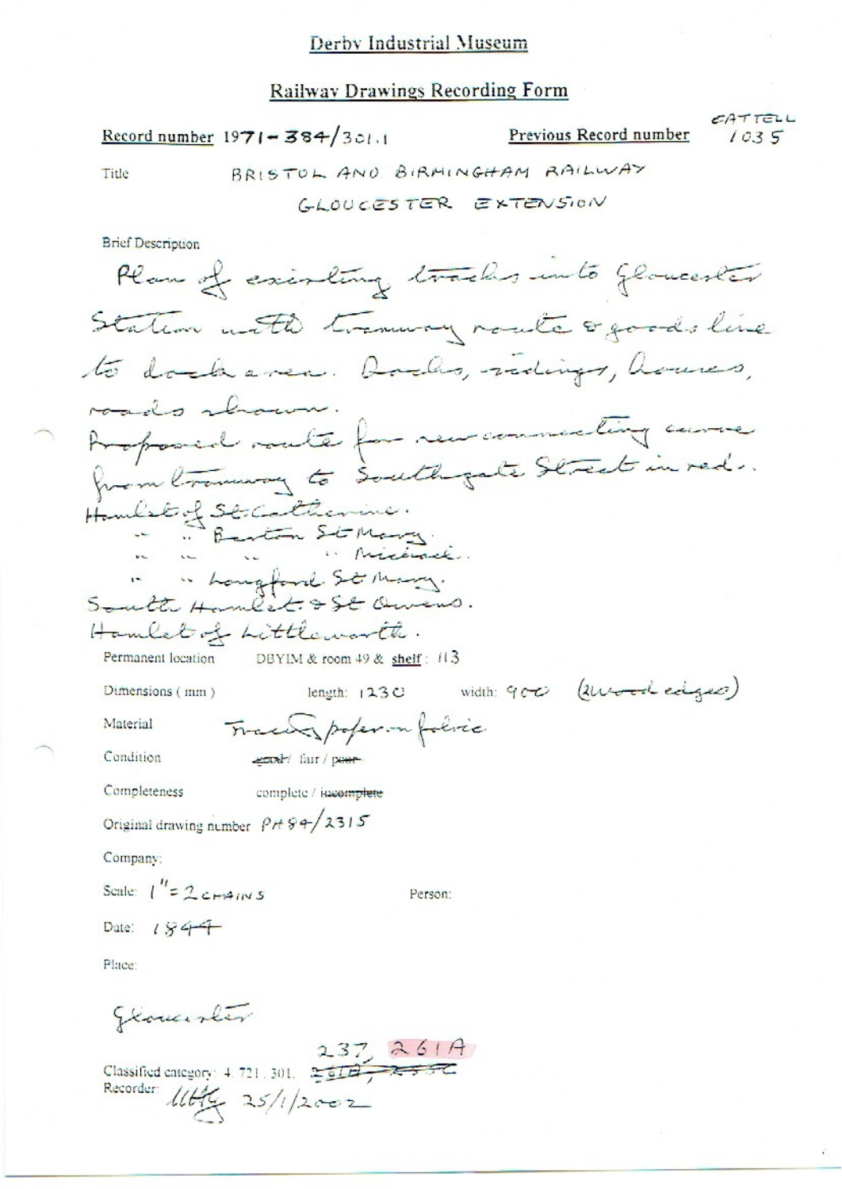# Derby Industrial Museum

## Railway Drawings Recording Form

**Record number** 1971-384/301.1 **Previous Record number** CATTELL 1035

**Title** BRISTOL AND BIRMINGHAM RAILWAY GLOUCESTER EXTENSION

**Brief Description**

Plan of existing tracks into Gloucester Station with tramway route & goods line to dock area. Docks, sidings, houses, roads shown.
Proposed route for new connecting curve from tramway to Southgate Street in red.
Hamlet of St Catherine.
" " Barton St Mary.
" " " Michael.
" " Longford St Mary.
South Hamlet & St Owens.
Hamlet of Littleworth.

**Permanent location** DBYIM & room 49 & shelf: 113

**Dimensions (mm)** length: 1230 width: 900 (wood edges)

**Material** Tracing paper on fabric

**Condition** ~~good~~ / fair / ~~poor~~

**Completeness** complete / ~~incomplete~~

**Original drawing number** PH84/2315

**Company:**

**Scale:** 1" = 2 CHAINS **Person:**

**Date:** 1844

**Place:**

Gloucester

**Classified category:** 4.721.301. ~~261B, 255C~~ 237, 261A

**Recorder:** MHG 25/1/2002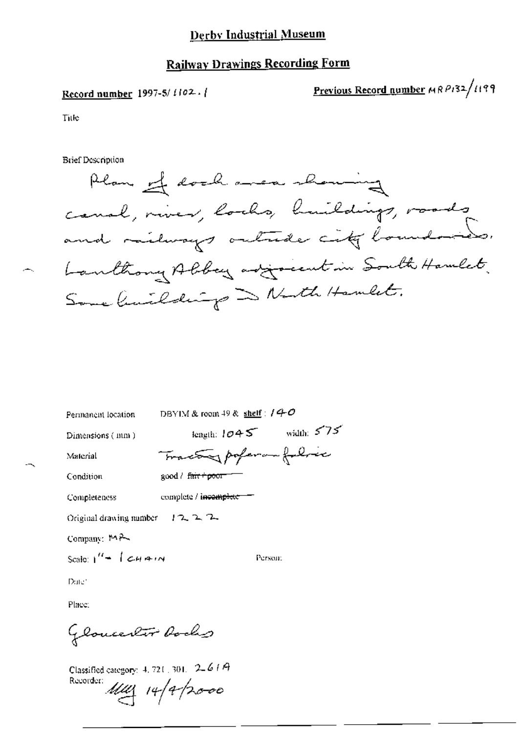# Derby Industrial Museum

## Railway Drawings Recording Form

**Record number** 1997-5/ 1102 . 1

**Previous Record number** MRP132/1199

Title

Brief Description

Plan of dock area showing canal, river, locks, buildings, roads and railways outside city boundaries. Lanthony Abbey adjacent in South Hamlet. Some buildings in North Hamlet.

Permanent location DBYIM & room 49 & shelf : 140

Dimensions (mm) length: 1045 width: 575

Material Tracing paper on fabric

Condition good / ~~fair / poor~~

Completeness complete / ~~incomplete~~

Original drawing number 1222

Company: MR

Scale: 1" = 1 CHAIN

Person:

Date:

Place:

Gloucester Docks

Classified category: 4. 721 . 301. 261A

Recorder: MLG 14/4/2000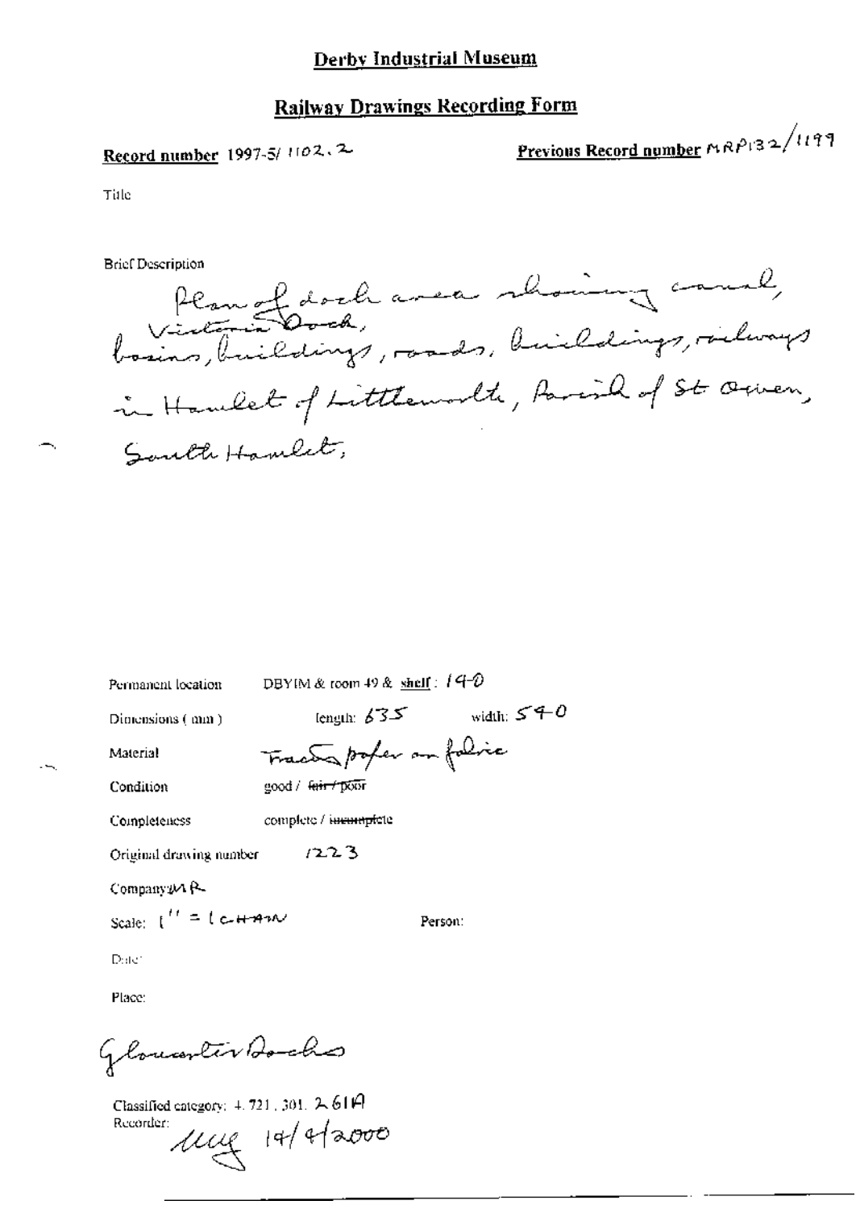# Derby Industrial Museum

## Railway Drawings Recording Form

**Record number** 1997-5/ 1102.2

**Previous Record number** MRP132/1199

Title

Brief Description

Plan of dock area showing canal, Victoria Dock, basins, buildings, roads, buildings, railways in Hamlet of Littleworth, Parish of St Owen, South Hamlet,

Permanent location DBYIM & room 49 & shelf: 140

Dimensions (mm) length: 635 width: 540

Material Tracing paper on fabric

Condition good / ~~fair / poor~~

Completeness complete / ~~incomplete~~

Original drawing number 1223

Company: MR

Scale: 1" = 1 CHAIN

Person:

Date:

Place:

Gloucester Docks

Classified category: 4.721.301.261A

Recorder: MG 14/4/2000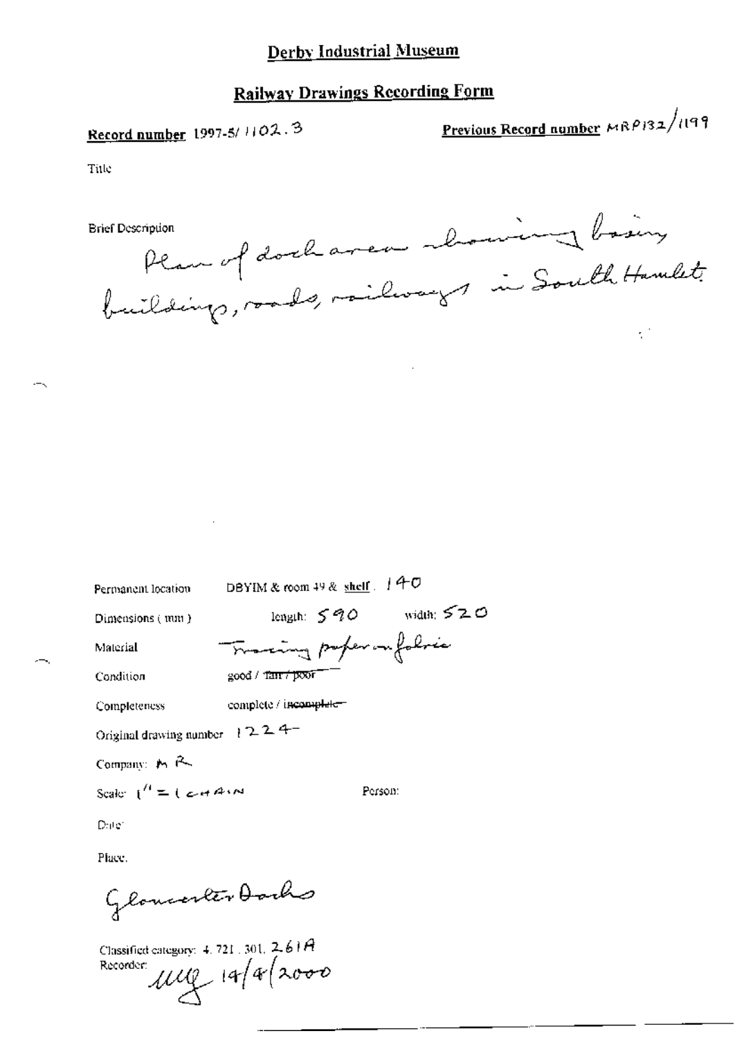# Derby Industrial Museum

## Railway Drawings Recording Form

**Record number** 1997-5/ 1102.3

**Previous Record number** MRP132/1199

Title

Brief Description

Plan of dock area showing basin, buildings, roads, railways in South Hamlet.

Permanent location DBYIM & room 49 & **shelf**. 140

Dimensions ( mm ) length: 590 width: 520

Material Tracing paper on fabric

Condition good / ~~fair / poor~~

Completeness complete / ~~incomplete~~

Original drawing number 1224

Company: MR

Scale: 1" = 1 CHAIN

Person:

Date

Place.

Gloucester Docks

Classified category: 4. 721. 301. 261A

Recorder: MG 14/4/2000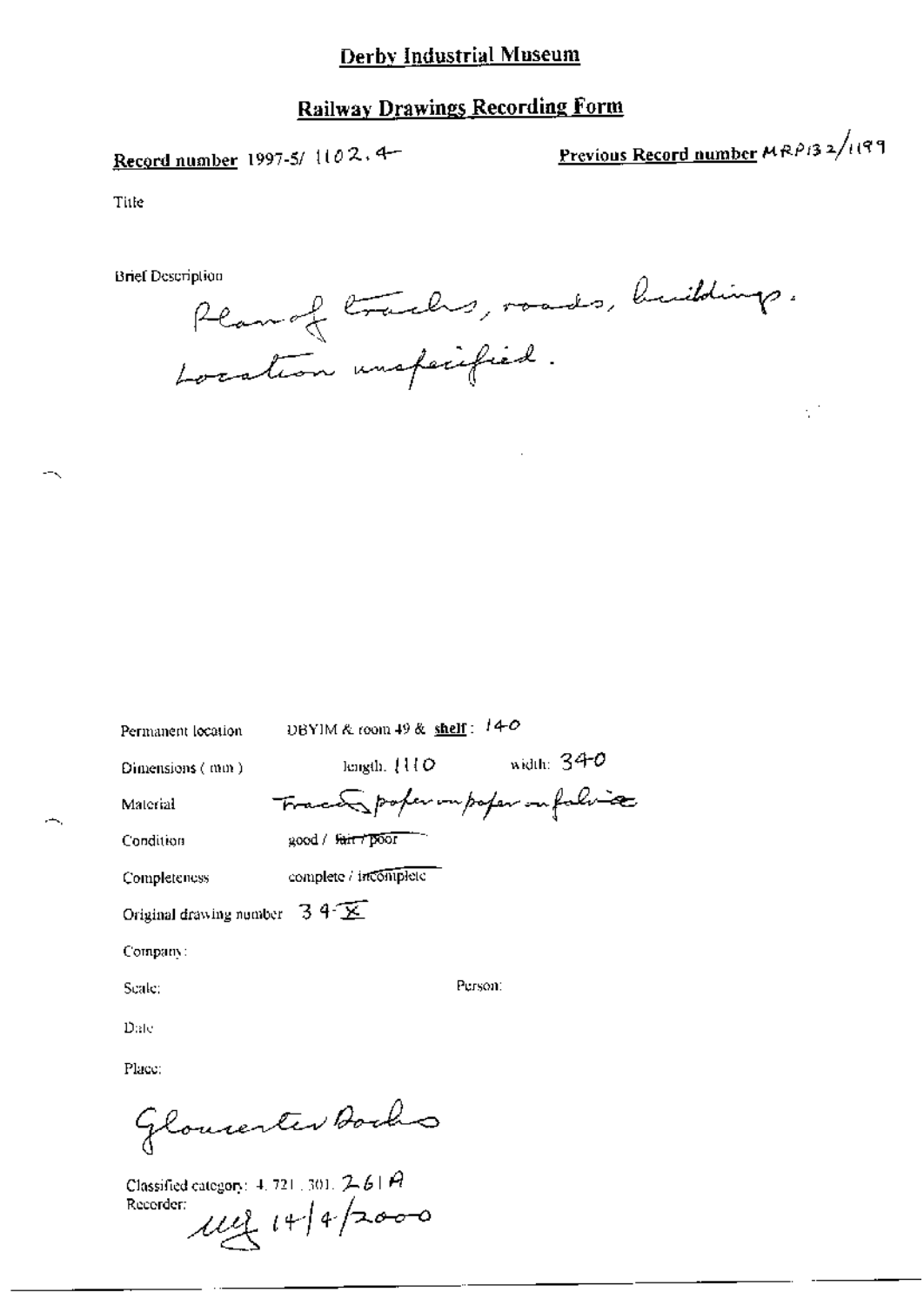# Derby Industrial Museum

## Railway Drawings Recording Form

**Record number** 1997-5/ 1102.4

**Previous Record number** MRP132/1199

Title

Brief Description

Plan of tracks, roads, buildings. Location unspecified.

Permanent location: DBYIM & room 49 & **shelf**: 140

Dimensions (mm): length: 1110 width: 340

Material: Tracing paper on paper on fabric

Condition: good / ~~fair / poor~~

Completeness: complete / ~~incomplete~~

Original drawing number: 34X

Company:

Scale:

Person:

Date

Place:

Gloucester Docks

Classified category: 4.721.301.261A

Recorder: MY 14/4/2000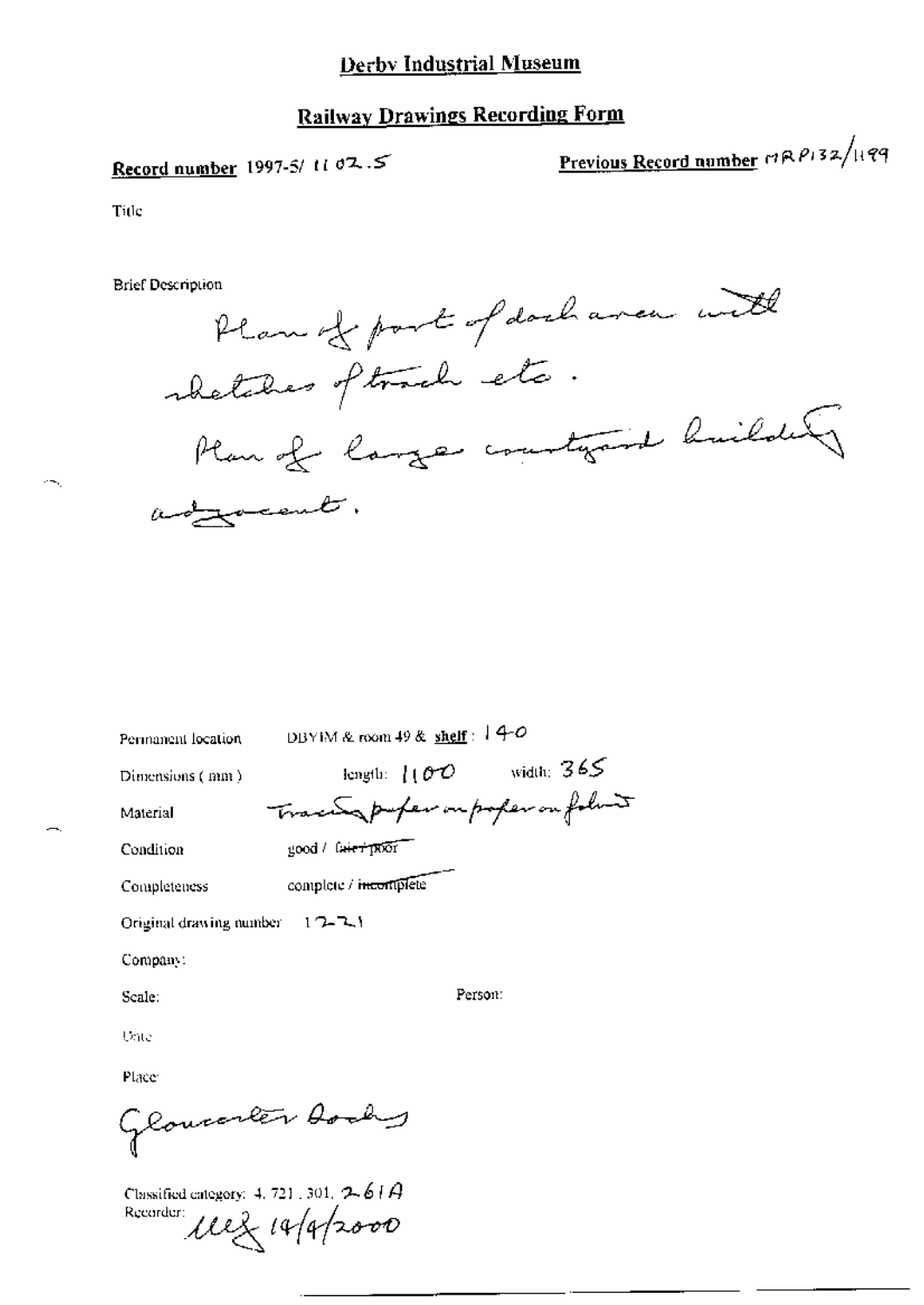# Derby Industrial Museum

## Railway Drawings Recording Form

**Record number** 1997-5/ 1102.5

**Previous Record number** MRP132/1199

Title

Brief Description

Plan of part of dock area with sketches of track etc.
Plan of large courtyard building adjacent.

Permanent location DBYIM & room 49 & **shelf**: 140

Dimensions (mm) length: 1100 width: 365

Material Tracing paper on paper on fabric

Condition good / ~~fair / poor~~

Completeness complete / ~~incomplete~~

Original drawing number 1221

Company:

Scale: Person:

Date

Place

Gloucester Docks

Classified category: 4. 721. 301. 261A

Recorder: MEJ 14/4/2000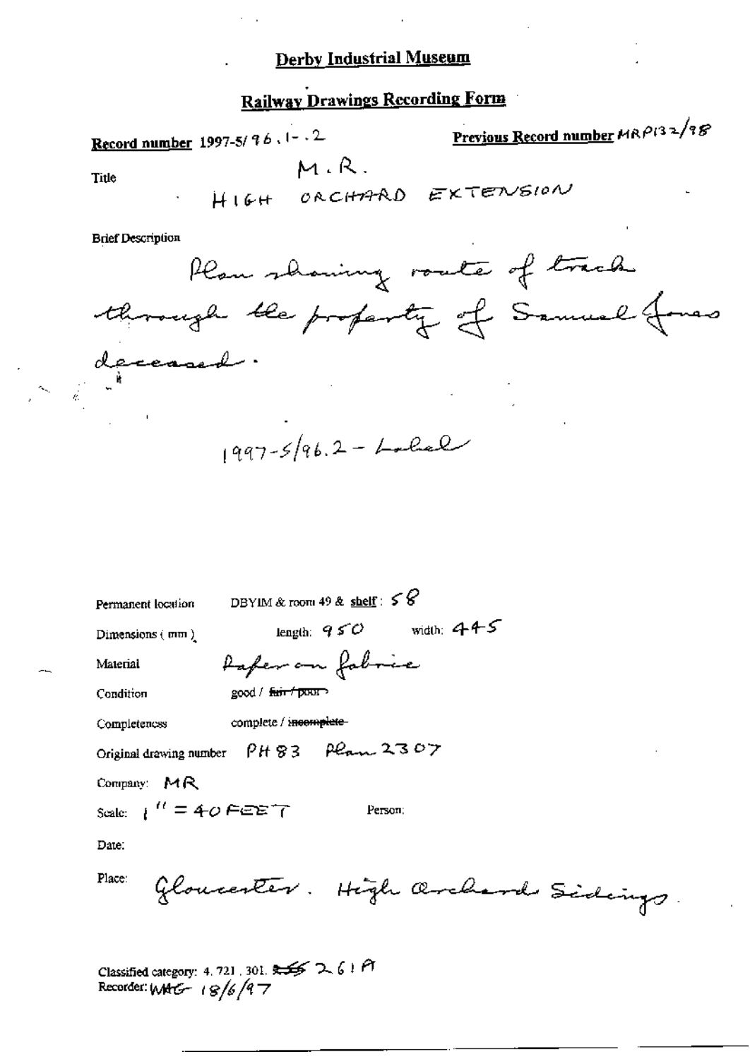# Derby Industrial Museum

## Railway Drawings Recording Form

**Record number** 1997-5/96.1-.2

**Previous Record number** MRP132/98

Title

M.R.
HIGH ORCHARD EXTENSION

Brief Description

Plan showing route of track through the property of Samuel Jones deceased.

1997-5/96.2 - Label

Permanent location DBYIM & room 49 & shelf: 58

Dimensions (mm) length: 950 width: 445

Material Paper on fabric

Condition good / ~~fair / poor~~

Completeness complete / ~~incomplete~~

Original drawing number PH 83 Plan 2307

Company: MR

Scale: 1" = 40 FEET

Person:

Date:

Place: Gloucester. High Orchard Sidings.

Classified category: 4. 721. 301. ~~255~~ 261 A

Recorder: WMG 18/6/97